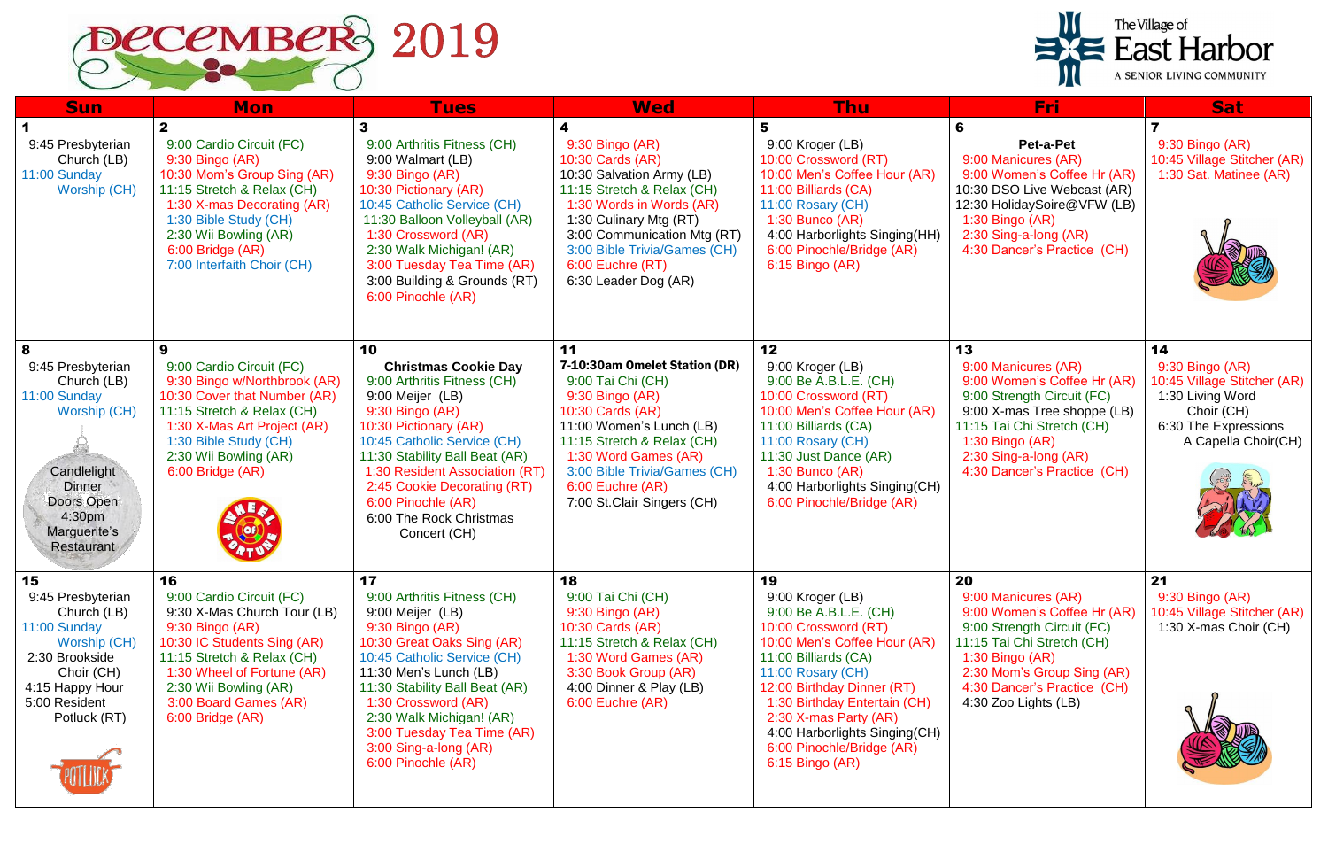# December 2019

**The Village of East Harbor** — A SENIOR LIVING COMMUNITY

| Sun | Mon | Tues | Wed | Thu | Fri | Sat |
|---|---|---|---|---|---|---|
| **1**<br>9:45 Presbyterian Church (LB)<br>11:00 Sunday Worship (CH) | **2**<br>9:00 Cardio Circuit (FC)<br>9:30 Bingo (AR)<br>10:30 Mom's Group Sing (AR)<br>11:15 Stretch & Relax (CH)<br>1:30 X-mas Decorating (AR)<br>1:30 Bible Study (CH)<br>2:30 Wii Bowling (AR)<br>6:00 Bridge (AR)<br>7:00 Interfaith Choir (CH) | **3**<br>9:00 Arthritis Fitness (CH)<br>9:00 Walmart (LB)<br>9:30 Bingo (AR)<br>10:30 Pictionary (AR)<br>10:45 Catholic Service (CH)<br>11:30 Balloon Volleyball (AR)<br>1:30 Crossword (AR)<br>2:30 Walk Michigan! (AR)<br>3:00 Tuesday Tea Time (AR)<br>3:00 Building & Grounds (RT)<br>6:00 Pinochle (AR) | **4**<br>9:30 Bingo (AR)<br>10:30 Cards (AR)<br>10:30 Salvation Army (LB)<br>11:15 Stretch & Relax (CH)<br>1:30 Words in Words (AR)<br>1:30 Culinary Mtg (RT)<br>3:00 Communication Mtg (RT)<br>3:00 Bible Trivia/Games (CH)<br>6:00 Euchre (RT)<br>6:30 Leader Dog (AR) | **5**<br>9:00 Kroger (LB)<br>10:00 Crossword (RT)<br>10:00 Men's Coffee Hour (AR)<br>11:00 Billiards (CA)<br>11:00 Rosary (CH)<br>1:30 Bunco (AR)<br>4:00 Harborlights Singing(HH)<br>6:00 Pinochle/Bridge (AR)<br>6:15 Bingo (AR) | **6**<br>**Pet-a-Pet**<br>9:00 Manicures (AR)<br>9:00 Women's Coffee Hr (AR)<br>10:30 DSO Live Webcast (AR)<br>12:30 HolidaySoire@VFW (LB)<br>1:30 Bingo (AR)<br>2:30 Sing-a-long (AR)<br>4:30 Dancer's Practice (CH) | **7**<br>9:30 Bingo (AR)<br>10:45 Village Stitcher (AR)<br>1:30 Sat. Matinee (AR) |
| **8**<br>9:45 Presbyterian Church (LB)<br>11:00 Sunday Worship (CH)<br>Candlelight Dinner Doors Open 4:30pm Marguerite's Restaurant | **9**<br>9:00 Cardio Circuit (FC)<br>9:30 Bingo w/Northbrook (AR)<br>10:30 Cover that Number (AR)<br>11:15 Stretch & Relax (CH)<br>1:30 X-Mas Art Project (AR)<br>1:30 Bible Study (CH)<br>2:30 Wii Bowling (AR)<br>6:00 Bridge (AR) | **10**<br>**Christmas Cookie Day**<br>9:00 Arthritis Fitness (CH)<br>9:00 Meijer (LB)<br>9:30 Bingo (AR)<br>10:30 Pictionary (AR)<br>10:45 Catholic Service (CH)<br>11:30 Stability Ball Beat (AR)<br>1:30 Resident Association (RT)<br>2:45 Cookie Decorating (RT)<br>6:00 Pinochle (AR)<br>6:00 The Rock Christmas Concert (CH) | **11**<br>**7-10:30am Omelet Station (DR)**<br>9:00 Tai Chi (CH)<br>9:30 Bingo (AR)<br>10:30 Cards (AR)<br>11:00 Women's Lunch (LB)<br>11:15 Stretch & Relax (CH)<br>1:30 Word Games (AR)<br>3:00 Bible Trivia/Games (CH)<br>6:00 Euchre (AR)<br>7:00 St.Clair Singers (CH) | **12**<br>9:00 Kroger (LB)<br>9:00 Be A.B.L.E. (CH)<br>10:00 Crossword (RT)<br>10:00 Men's Coffee Hour (AR)<br>11:00 Billiards (CA)<br>11:00 Rosary (CH)<br>11:30 Just Dance (AR)<br>1:30 Bunco (AR)<br>4:00 Harborlights Singing(CH)<br>6:00 Pinochle/Bridge (AR) | **13**<br>9:00 Manicures (AR)<br>9:00 Women's Coffee Hr (AR)<br>9:00 Strength Circuit (FC)<br>9:00 X-mas Tree shoppe (LB)<br>11:15 Tai Chi Stretch (CH)<br>1:30 Bingo (AR)<br>2:30 Sing-a-long (AR)<br>4:30 Dancer's Practice (CH) | **14**<br>9:30 Bingo (AR)<br>10:45 Village Stitcher (AR)<br>1:30 Living Word Choir (CH)<br>6:30 The Expressions A Capella Choir(CH) |
| **15**<br>9:45 Presbyterian Church (LB)<br>11:00 Sunday Worship (CH)<br>2:30 Brookside Choir (CH)<br>4:15 Happy Hour<br>5:00 Resident Potluck (RT) | **16**<br>9:00 Cardio Circuit (FC)<br>9:30 X-Mas Church Tour (LB)<br>9:30 Bingo (AR)<br>10:30 IC Students Sing (AR)<br>11:15 Stretch & Relax (CH)<br>1:30 Wheel of Fortune (AR)<br>2:30 Wii Bowling (AR)<br>3:00 Board Games (AR)<br>6:00 Bridge (AR) | **17**<br>9:00 Arthritis Fitness (CH)<br>9:00 Meijer (LB)<br>9:30 Bingo (AR)<br>10:30 Great Oaks Sing (AR)<br>10:45 Catholic Service (CH)<br>11:30 Men's Lunch (LB)<br>11:30 Stability Ball Beat (AR)<br>1:30 Crossword (AR)<br>2:30 Walk Michigan! (AR)<br>3:00 Tuesday Tea Time (AR)<br>3:00 Sing-a-long (AR)<br>6:00 Pinochle (AR) | **18**<br>9:00 Tai Chi (CH)<br>9:30 Bingo (AR)<br>10:30 Cards (AR)<br>11:15 Stretch & Relax (CH)<br>1:30 Word Games (AR)<br>3:30 Book Group (AR)<br>4:00 Dinner & Play (LB)<br>6:00 Euchre (AR) | **19**<br>9:00 Kroger (LB)<br>9:00 Be A.B.L.E. (CH)<br>10:00 Crossword (RT)<br>10:00 Men's Coffee Hour (AR)<br>11:00 Billiards (CA)<br>11:00 Rosary (CH)<br>12:00 Birthday Dinner (RT)<br>1:30 Birthday Entertain (CH)<br>2:30 X-mas Party (AR)<br>4:00 Harborlights Singing(CH)<br>6:00 Pinochle/Bridge (AR)<br>6:15 Bingo (AR) | **20**<br>9:00 Manicures (AR)<br>9:00 Women's Coffee Hr (AR)<br>9:00 Strength Circuit (FC)<br>11:15 Tai Chi Stretch (CH)<br>1:30 Bingo (AR)<br>2:30 Mom's Group Sing (AR)<br>4:30 Dancer's Practice (CH)<br>4:30 Zoo Lights (LB) | **21**<br>9:30 Bingo (AR)<br>10:45 Village Stitcher (AR)<br>1:30 X-mas Choir (CH) |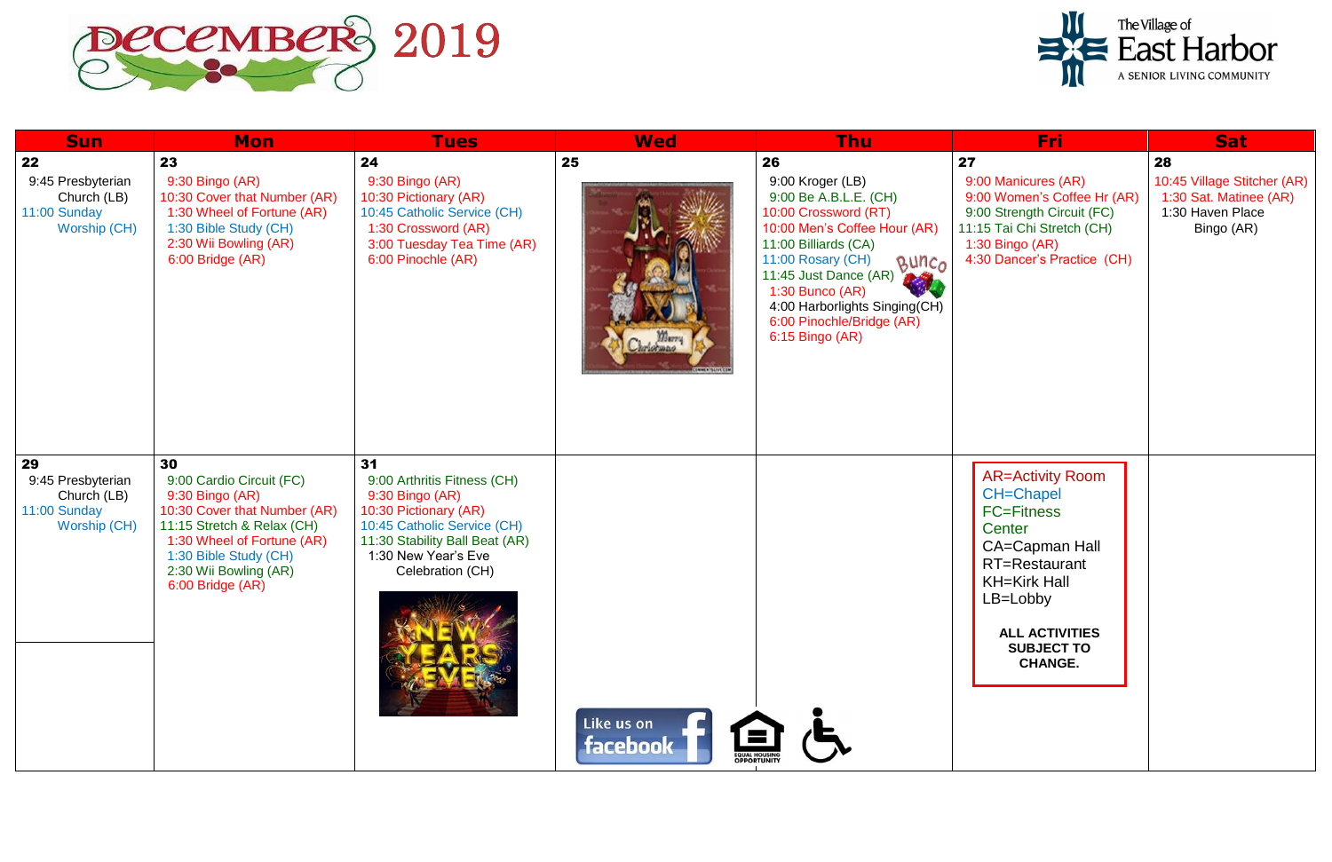# December 2019

The Village of East Harbor
A SENIOR LIVING COMMUNITY

| Sun | Mon | Tues | Wed | Thu | Fri | Sat |
|---|---|---|---|---|---|---|
| **22**<br>9:45 Presbyterian Church (LB)<br>11:00 Sunday Worship (CH) | **23**<br>9:30 Bingo (AR)<br>10:30 Cover that Number (AR)<br>1:30 Wheel of Fortune (AR)<br>1:30 Bible Study (CH)<br>2:30 Wii Bowling (AR)<br>6:00 Bridge (AR) | **24**<br>9:30 Bingo (AR)<br>10:30 Pictionary (AR)<br>10:45 Catholic Service (CH)<br>1:30 Crossword (AR)<br>3:00 Tuesday Tea Time (AR)<br>6:00 Pinochle (AR) | **25** | **26**<br>9:00 Kroger (LB)<br>9:00 Be A.B.L.E. (CH)<br>10:00 Crossword (RT)<br>10:00 Men's Coffee Hour (AR)<br>11:00 Billiards (CA)<br>11:00 Rosary (CH)<br>11:45 Just Dance (AR)<br>1:30 Bunco (AR)<br>4:00 Harborlights Singing(CH)<br>6:00 Pinochle/Bridge (AR)<br>6:15 Bingo (AR) | **27**<br>9:00 Manicures (AR)<br>9:00 Women's Coffee Hr (AR)<br>9:00 Strength Circuit (FC)<br>11:15 Tai Chi Stretch (CH)<br>1:30 Bingo (AR)<br>4:30 Dancer's Practice (CH) | **28**<br>10:45 Village Stitcher (AR)<br>1:30 Sat. Matinee (AR)<br>1:30 Haven Place Bingo (AR) |
| **29**<br>9:45 Presbyterian Church (LB)<br>11:00 Sunday Worship (CH) | **30**<br>9:00 Cardio Circuit (FC)<br>9:30 Bingo (AR)<br>10:30 Cover that Number (AR)<br>11:15 Stretch & Relax (CH)<br>1:30 Wheel of Fortune (AR)<br>1:30 Bible Study (CH)<br>2:30 Wii Bowling (AR)<br>6:00 Bridge (AR) | **31**<br>9:00 Arthritis Fitness (CH)<br>9:30 Bingo (AR)<br>10:30 Pictionary (AR)<br>10:45 Catholic Service (CH)<br>11:30 Stability Ball Beat (AR)<br>1:30 New Year's Eve Celebration (CH) | Like us on facebook | | AR=Activity Room<br>CH=Chapel<br>FC=Fitness Center<br>CA=Capman Hall<br>RT=Restaurant<br>KH=Kirk Hall<br>LB=Lobby<br><br>**ALL ACTIVITIES SUBJECT TO CHANGE.** | |